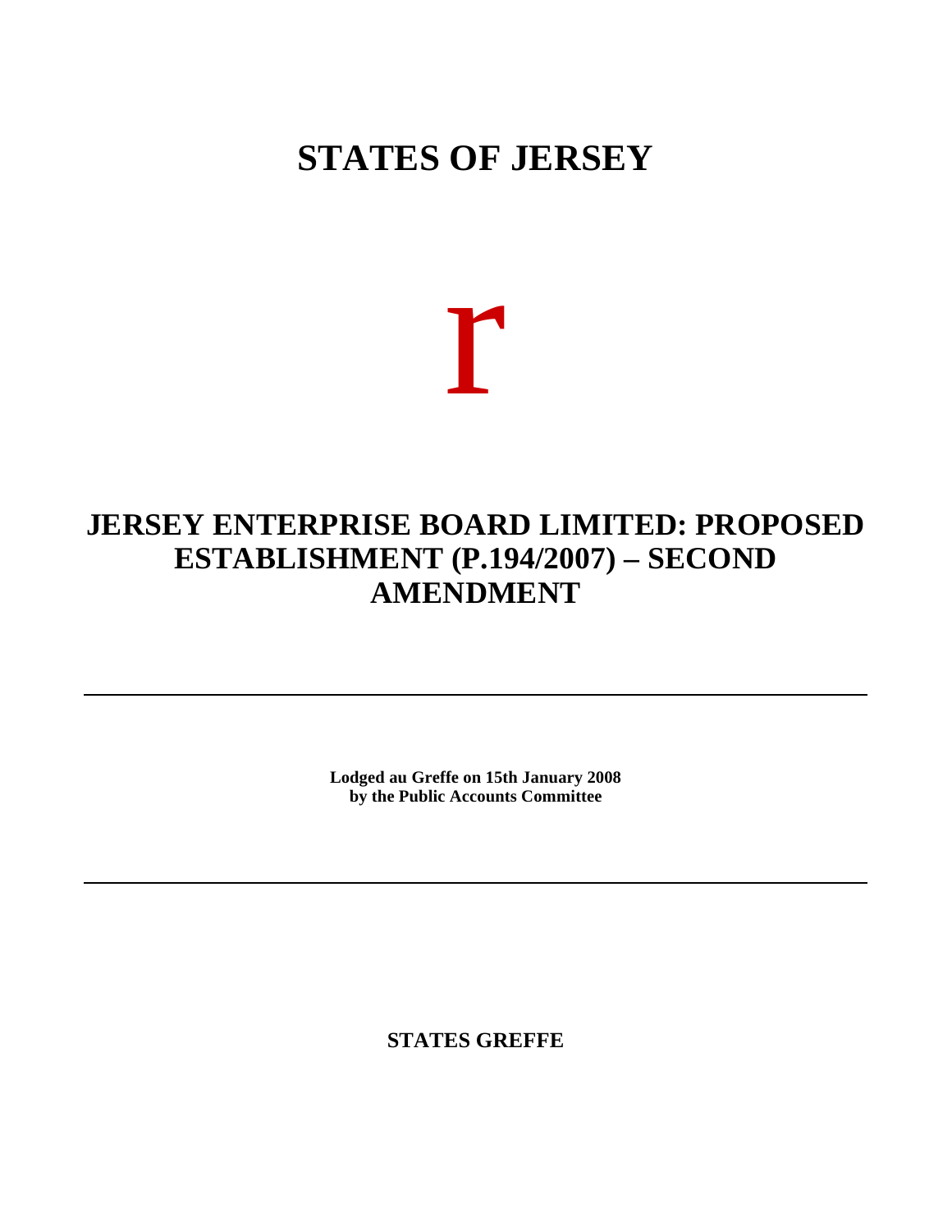# STATES OF JERSEY

r

## JERSEY ENTERPRISE BOARD LIMITED: PROPOSED ESTABLISHMENT (P.194/2007) – SECOND AMENDMENT

---

**Lodged au Greffe on 15th January 2008**
**by the Public Accounts Committee**

---

**STATES GREFFE**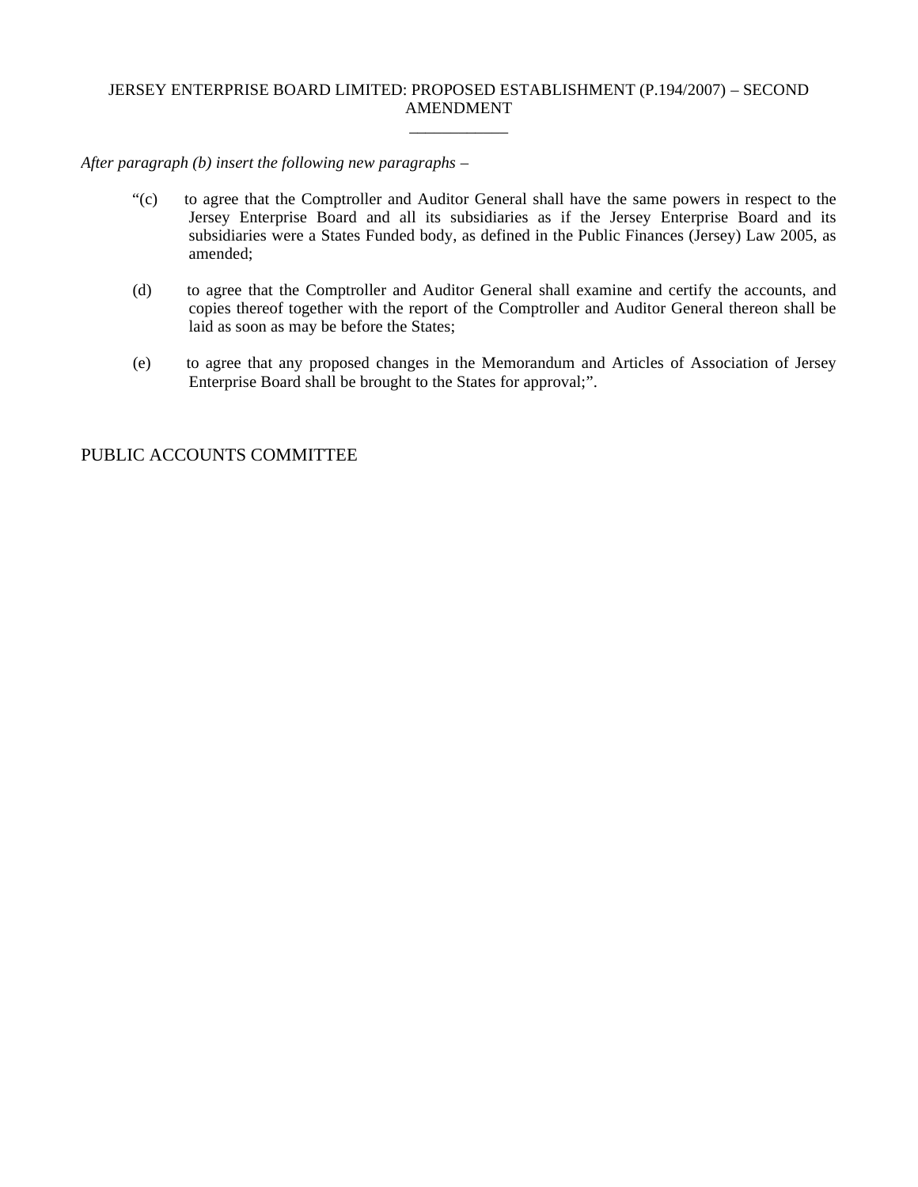# JERSEY ENTERPRISE BOARD LIMITED: PROPOSED ESTABLISHMENT (P.194/2007) – SECOND AMENDMENT

---

*After paragraph (b) insert the following new paragraphs –*

> "(c) to agree that the Comptroller and Auditor General shall have the same powers in respect to the Jersey Enterprise Board and all its subsidiaries as if the Jersey Enterprise Board and its subsidiaries were a States Funded body, as defined in the Public Finances (Jersey) Law 2005, as amended;
>
> (d) to agree that the Comptroller and Auditor General shall examine and certify the accounts, and copies thereof together with the report of the Comptroller and Auditor General thereon shall be laid as soon as may be before the States;
>
> (e) to agree that any proposed changes in the Memorandum and Articles of Association of Jersey Enterprise Board shall be brought to the States for approval;".

PUBLIC ACCOUNTS COMMITTEE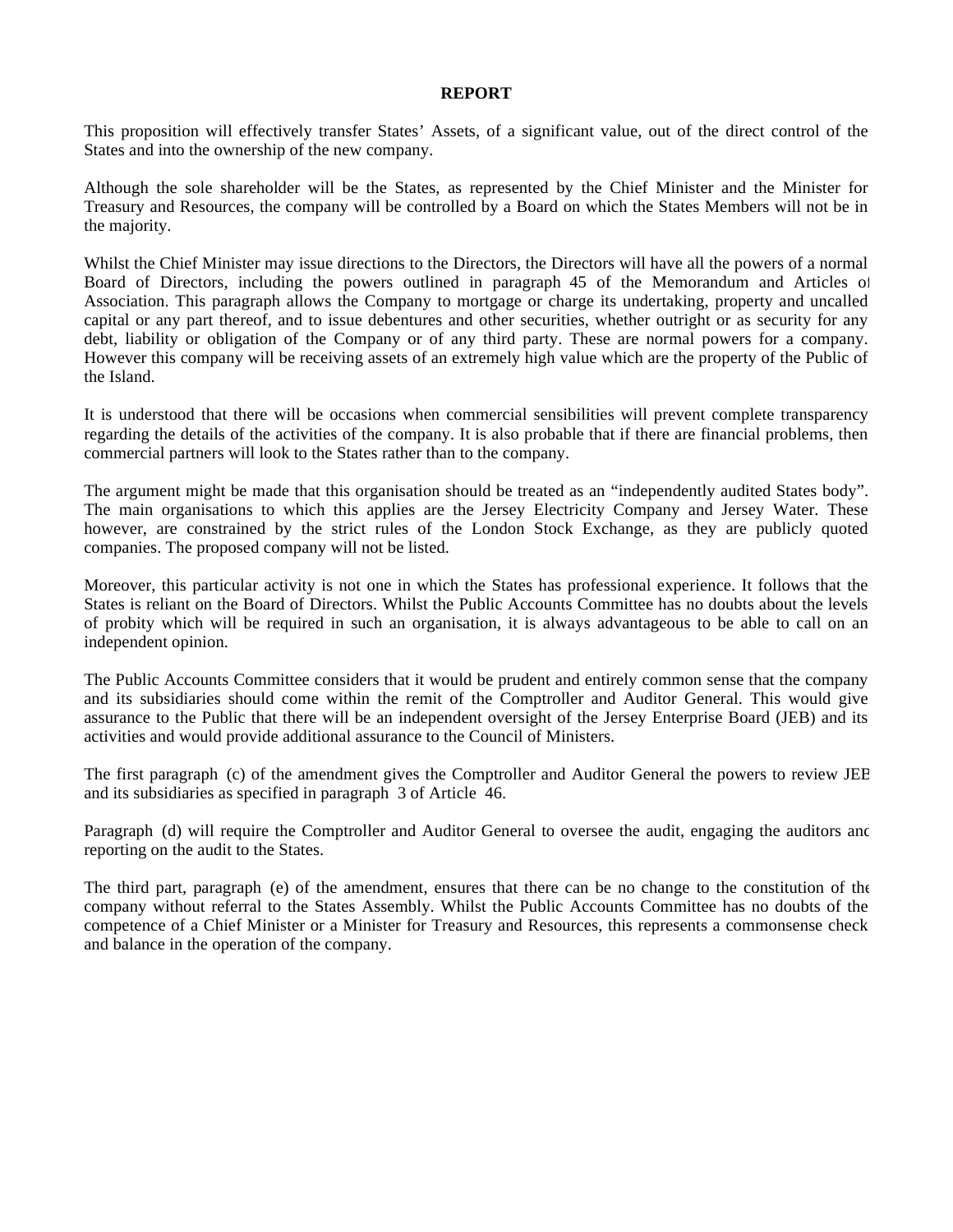**REPORT**

This proposition will effectively transfer States' Assets, of a significant value, out of the direct control of the States and into the ownership of the new company.

Although the sole shareholder will be the States, as represented by the Chief Minister and the Minister for Treasury and Resources, the company will be controlled by a Board on which the States Members will not be in the majority.

Whilst the Chief Minister may issue directions to the Directors, the Directors will have all the powers of a normal Board of Directors, including the powers outlined in paragraph 45 of the Memorandum and Articles of Association. This paragraph allows the Company to mortgage or charge its undertaking, property and uncalled capital or any part thereof, and to issue debentures and other securities, whether outright or as security for any debt, liability or obligation of the Company or of any third party. These are normal powers for a company. However this company will be receiving assets of an extremely high value which are the property of the Public of the Island.

It is understood that there will be occasions when commercial sensibilities will prevent complete transparency regarding the details of the activities of the company. It is also probable that if there are financial problems, then commercial partners will look to the States rather than to the company.

The argument might be made that this organisation should be treated as an "independently audited States body". The main organisations to which this applies are the Jersey Electricity Company and Jersey Water. These however, are constrained by the strict rules of the London Stock Exchange, as they are publicly quoted companies. The proposed company will not be listed.

Moreover, this particular activity is not one in which the States has professional experience. It follows that the States is reliant on the Board of Directors. Whilst the Public Accounts Committee has no doubts about the levels of probity which will be required in such an organisation, it is always advantageous to be able to call on an independent opinion.

The Public Accounts Committee considers that it would be prudent and entirely common sense that the company and its subsidiaries should come within the remit of the Comptroller and Auditor General. This would give assurance to the Public that there will be an independent oversight of the Jersey Enterprise Board (JEB) and its activities and would provide additional assurance to the Council of Ministers.

The first paragraph (c) of the amendment gives the Comptroller and Auditor General the powers to review JEB and its subsidiaries as specified in paragraph 3 of Article 46.

Paragraph (d) will require the Comptroller and Auditor General to oversee the audit, engaging the auditors and reporting on the audit to the States.

The third part, paragraph (e) of the amendment, ensures that there can be no change to the constitution of the company without referral to the States Assembly. Whilst the Public Accounts Committee has no doubts of the competence of a Chief Minister or a Minister for Treasury and Resources, this represents a commonsense check and balance in the operation of the company.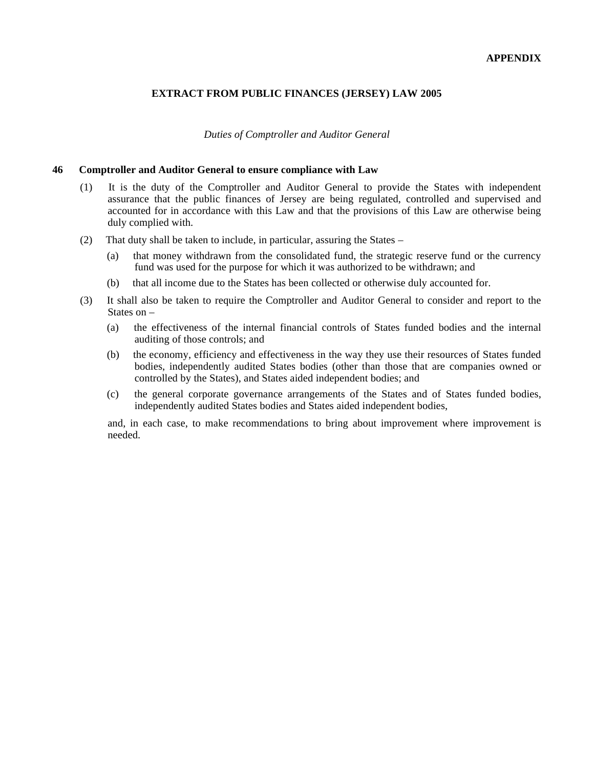**APPENDIX**

## EXTRACT FROM PUBLIC FINANCES (JERSEY) LAW 2005

*Duties of Comptroller and Auditor General*

### 46 Comptroller and Auditor General to ensure compliance with Law

(1) It is the duty of the Comptroller and Auditor General to provide the States with independent assurance that the public finances of Jersey are being regulated, controlled and supervised and accounted for in accordance with this Law and that the provisions of this Law are otherwise being duly complied with.

(2) That duty shall be taken to include, in particular, assuring the States –

(a) that money withdrawn from the consolidated fund, the strategic reserve fund or the currency fund was used for the purpose for which it was authorized to be withdrawn; and

(b) that all income due to the States has been collected or otherwise duly accounted for.

(3) It shall also be taken to require the Comptroller and Auditor General to consider and report to the States on –

(a) the effectiveness of the internal financial controls of States funded bodies and the internal auditing of those controls; and

(b) the economy, efficiency and effectiveness in the way they use their resources of States funded bodies, independently audited States bodies (other than those that are companies owned or controlled by the States), and States aided independent bodies; and

(c) the general corporate governance arrangements of the States and of States funded bodies, independently audited States bodies and States aided independent bodies,

and, in each case, to make recommendations to bring about improvement where improvement is needed.